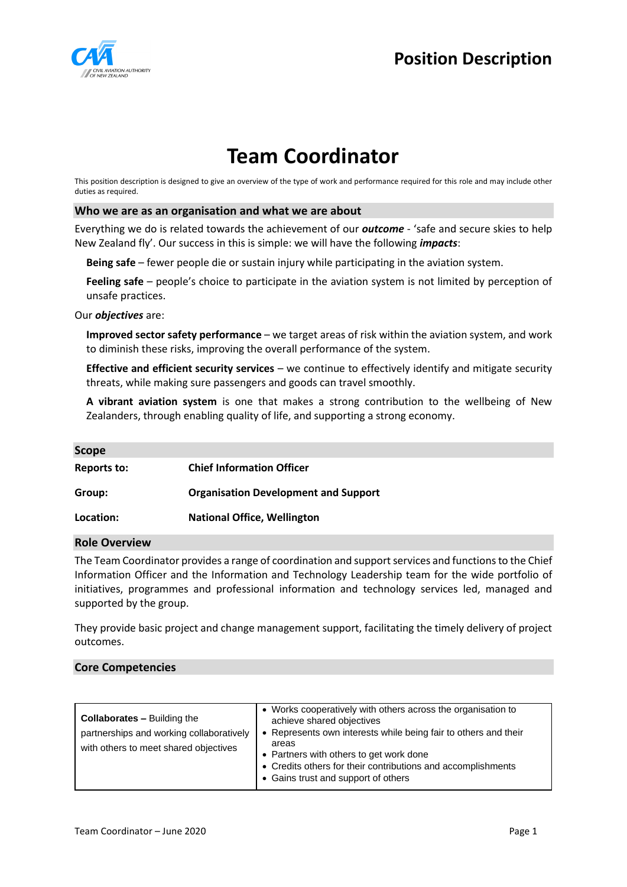# Position Description

# Team Coordinator

This position description is designed to give an overview of the type of work and performance required for this role and may include other duties as required.

## Who we are as an organisation and what we are about

Everything we do is related towards the achievement of our ***outcome*** - 'safe and secure skies to help New Zealand fly'. Our success in this is simple: we will have the following ***impacts***:

**Being safe** – fewer people die or sustain injury while participating in the aviation system.

**Feeling safe** – people's choice to participate in the aviation system is not limited by perception of unsafe practices.

Our ***objectives*** are:

**Improved sector safety performance** – we target areas of risk within the aviation system, and work to diminish these risks, improving the overall performance of the system.

**Effective and efficient security services** – we continue to effectively identify and mitigate security threats, while making sure passengers and goods can travel smoothly.

**A vibrant aviation system** is one that makes a strong contribution to the wellbeing of New Zealanders, through enabling quality of life, and supporting a strong economy.

## Scope

| | |
|---|---|
| **Reports to:** | **Chief Information Officer** |
| **Group:** | **Organisation Development and Support** |
| **Location:** | **National Office, Wellington** |

## Role Overview

The Team Coordinator provides a range of coordination and support services and functions to the Chief Information Officer and the Information and Technology Leadership team for the wide portfolio of initiatives, programmes and professional information and technology services led, managed and supported by the group.

They provide basic project and change management support, facilitating the timely delivery of project outcomes.

## Core Competencies

| | |
|---|---|
| **Collaborates –** Building the partnerships and working collaboratively with others to meet shared objectives | • Works cooperatively with others across the organisation to achieve shared objectives<br>• Represents own interests while being fair to others and their areas<br>• Partners with others to get work done<br>• Credits others for their contributions and accomplishments<br>• Gains trust and support of others |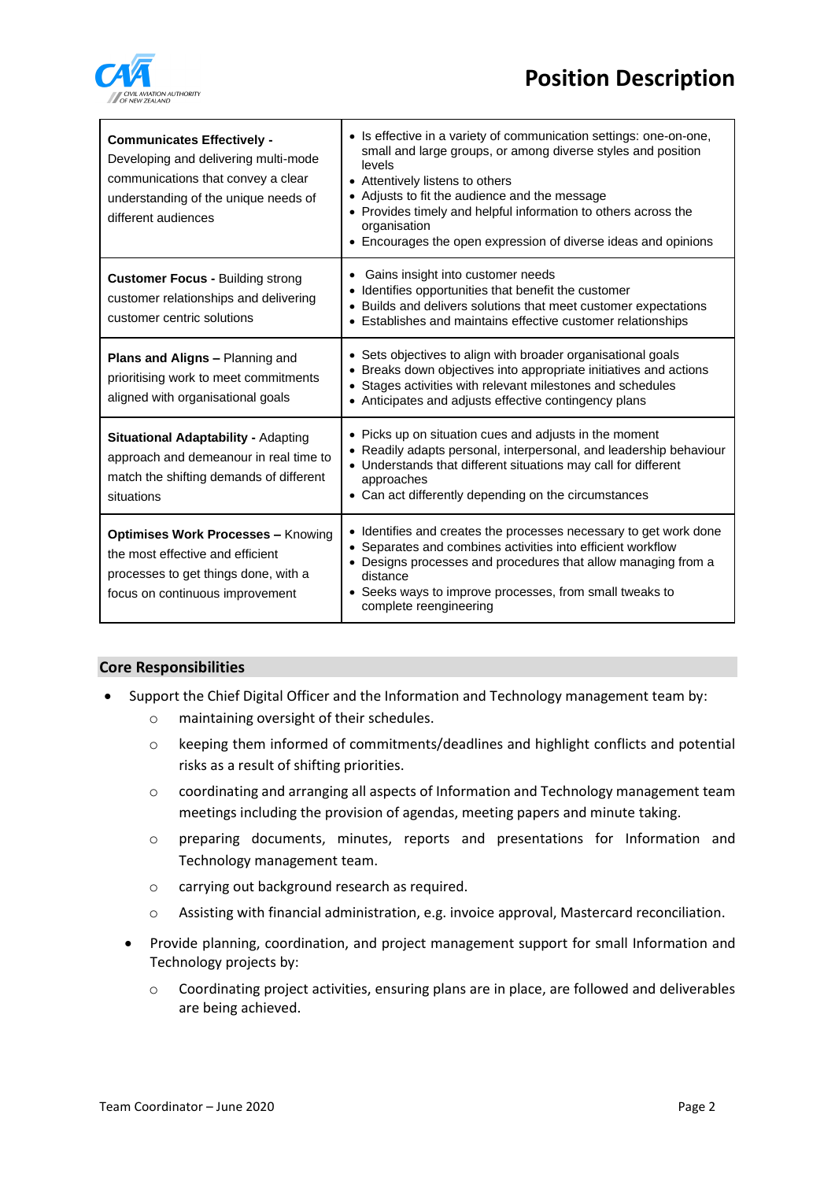| **Communicates Effectively** - Developing and delivering multi-mode communications that convey a clear understanding of the unique needs of different audiences | • Is effective in a variety of communication settings: one-on-one, small and large groups, or among diverse styles and position levels<br>• Attentively listens to others<br>• Adjusts to fit the audience and the message<br>• Provides timely and helpful information to others across the organisation<br>• Encourages the open expression of diverse ideas and opinions |
|---|---|
| **Customer Focus** - Building strong customer relationships and delivering customer centric solutions | • Gains insight into customer needs<br>• Identifies opportunities that benefit the customer<br>• Builds and delivers solutions that meet customer expectations<br>• Establishes and maintains effective customer relationships |
| **Plans and Aligns** – Planning and prioritising work to meet commitments aligned with organisational goals | • Sets objectives to align with broader organisational goals<br>• Breaks down objectives into appropriate initiatives and actions<br>• Stages activities with relevant milestones and schedules<br>• Anticipates and adjusts effective contingency plans |
| **Situational Adaptability** - Adapting approach and demeanour in real time to match the shifting demands of different situations | • Picks up on situation cues and adjusts in the moment<br>• Readily adapts personal, interpersonal, and leadership behaviour<br>• Understands that different situations may call for different approaches<br>• Can act differently depending on the circumstances |
| **Optimises Work Processes** – Knowing the most effective and efficient processes to get things done, with a focus on continuous improvement | • Identifies and creates the processes necessary to get work done<br>• Separates and combines activities into efficient workflow<br>• Designs processes and procedures that allow managing from a distance<br>• Seeks ways to improve processes, from small tweaks to complete reengineering |

## Core Responsibilities

- Support the Chief Digital Officer and the Information and Technology management team by:
    - maintaining oversight of their schedules.
    - keeping them informed of commitments/deadlines and highlight conflicts and potential risks as a result of shifting priorities.
    - coordinating and arranging all aspects of Information and Technology management team meetings including the provision of agendas, meeting papers and minute taking.
    - preparing documents, minutes, reports and presentations for Information and Technology management team.
    - carrying out background research as required.
    - Assisting with financial administration, e.g. invoice approval, Mastercard reconciliation.
- Provide planning, coordination, and project management support for small Information and Technology projects by:
    - Coordinating project activities, ensuring plans are in place, are followed and deliverables are being achieved.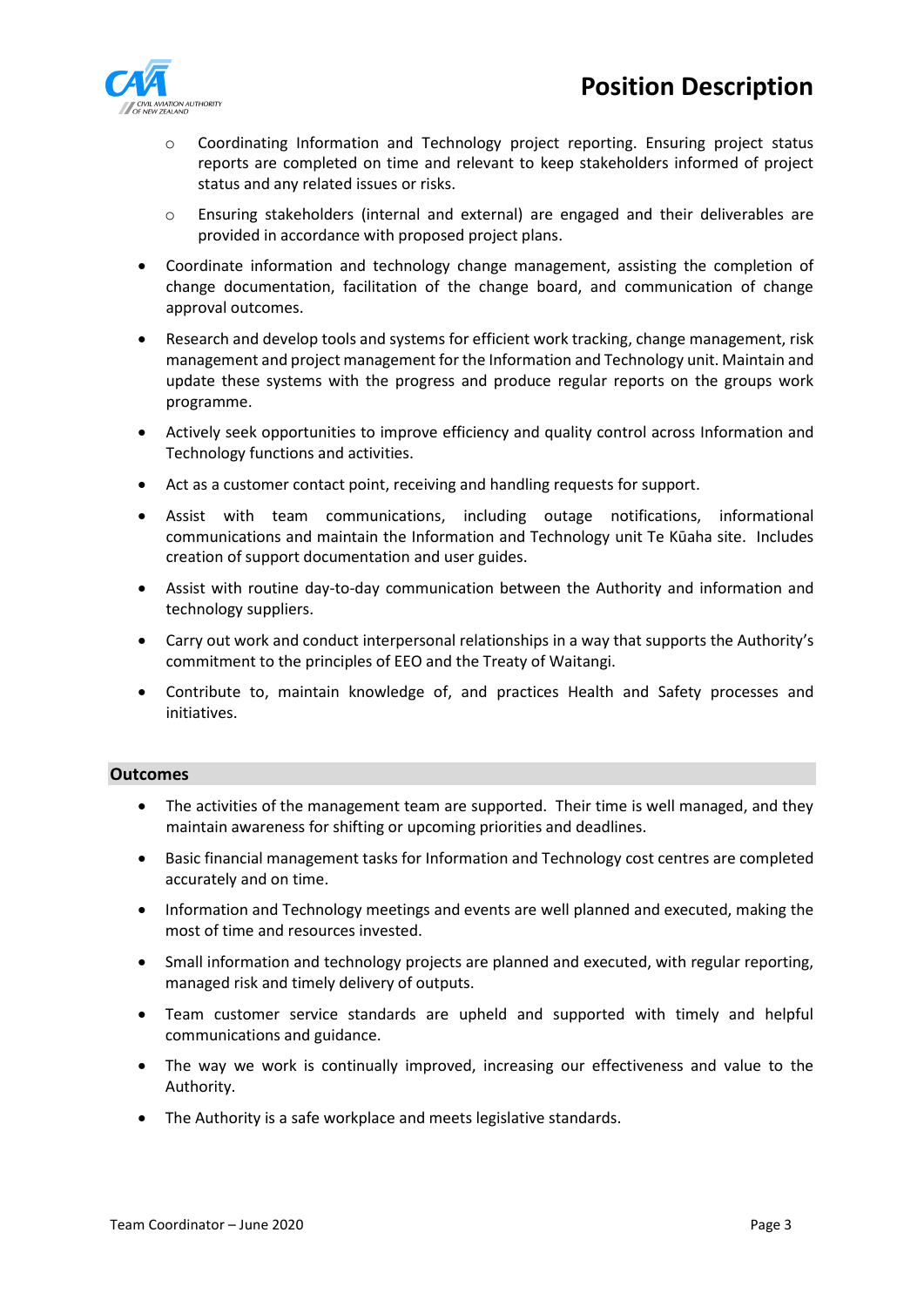- Coordinating Information and Technology project reporting. Ensuring project status reports are completed on time and relevant to keep stakeholders informed of project status and any related issues or risks.
    - Ensuring stakeholders (internal and external) are engaged and their deliverables are provided in accordance with proposed project plans.

- Coordinate information and technology change management, assisting the completion of change documentation, facilitation of the change board, and communication of change approval outcomes.
- Research and develop tools and systems for efficient work tracking, change management, risk management and project management for the Information and Technology unit. Maintain and update these systems with the progress and produce regular reports on the groups work programme.
- Actively seek opportunities to improve efficiency and quality control across Information and Technology functions and activities.
- Act as a customer contact point, receiving and handling requests for support.
- Assist with team communications, including outage notifications, informational communications and maintain the Information and Technology unit Te Kūaha site. Includes creation of support documentation and user guides.
- Assist with routine day-to-day communication between the Authority and information and technology suppliers.
- Carry out work and conduct interpersonal relationships in a way that supports the Authority's commitment to the principles of EEO and the Treaty of Waitangi.
- Contribute to, maintain knowledge of, and practices Health and Safety processes and initiatives.

## Outcomes

- The activities of the management team are supported. Their time is well managed, and they maintain awareness for shifting or upcoming priorities and deadlines.
- Basic financial management tasks for Information and Technology cost centres are completed accurately and on time.
- Information and Technology meetings and events are well planned and executed, making the most of time and resources invested.
- Small information and technology projects are planned and executed, with regular reporting, managed risk and timely delivery of outputs.
- Team customer service standards are upheld and supported with timely and helpful communications and guidance.
- The way we work is continually improved, increasing our effectiveness and value to the Authority.
- The Authority is a safe workplace and meets legislative standards.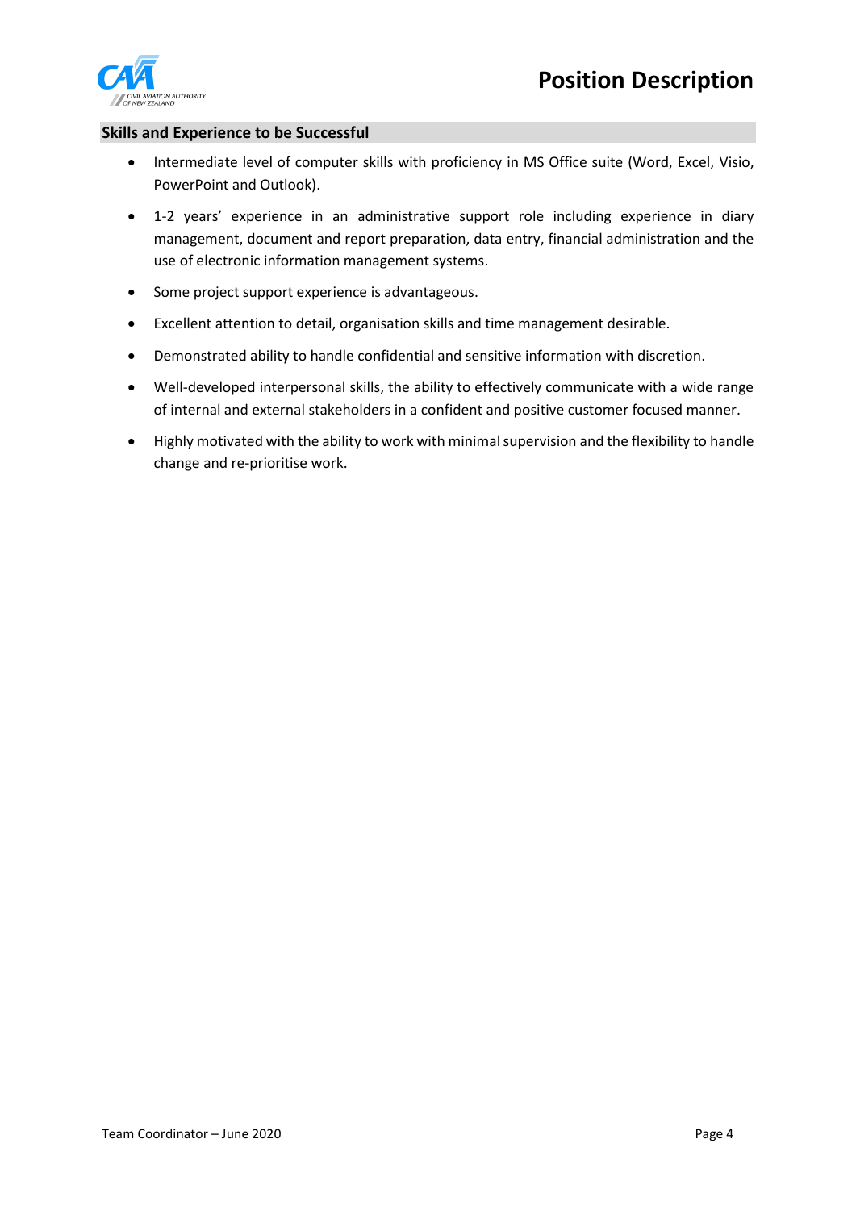## Skills and Experience to be Successful

- Intermediate level of computer skills with proficiency in MS Office suite (Word, Excel, Visio, PowerPoint and Outlook).
- 1-2 years' experience in an administrative support role including experience in diary management, document and report preparation, data entry, financial administration and the use of electronic information management systems.
- Some project support experience is advantageous.
- Excellent attention to detail, organisation skills and time management desirable.
- Demonstrated ability to handle confidential and sensitive information with discretion.
- Well-developed interpersonal skills, the ability to effectively communicate with a wide range of internal and external stakeholders in a confident and positive customer focused manner.
- Highly motivated with the ability to work with minimal supervision and the flexibility to handle change and re-prioritise work.